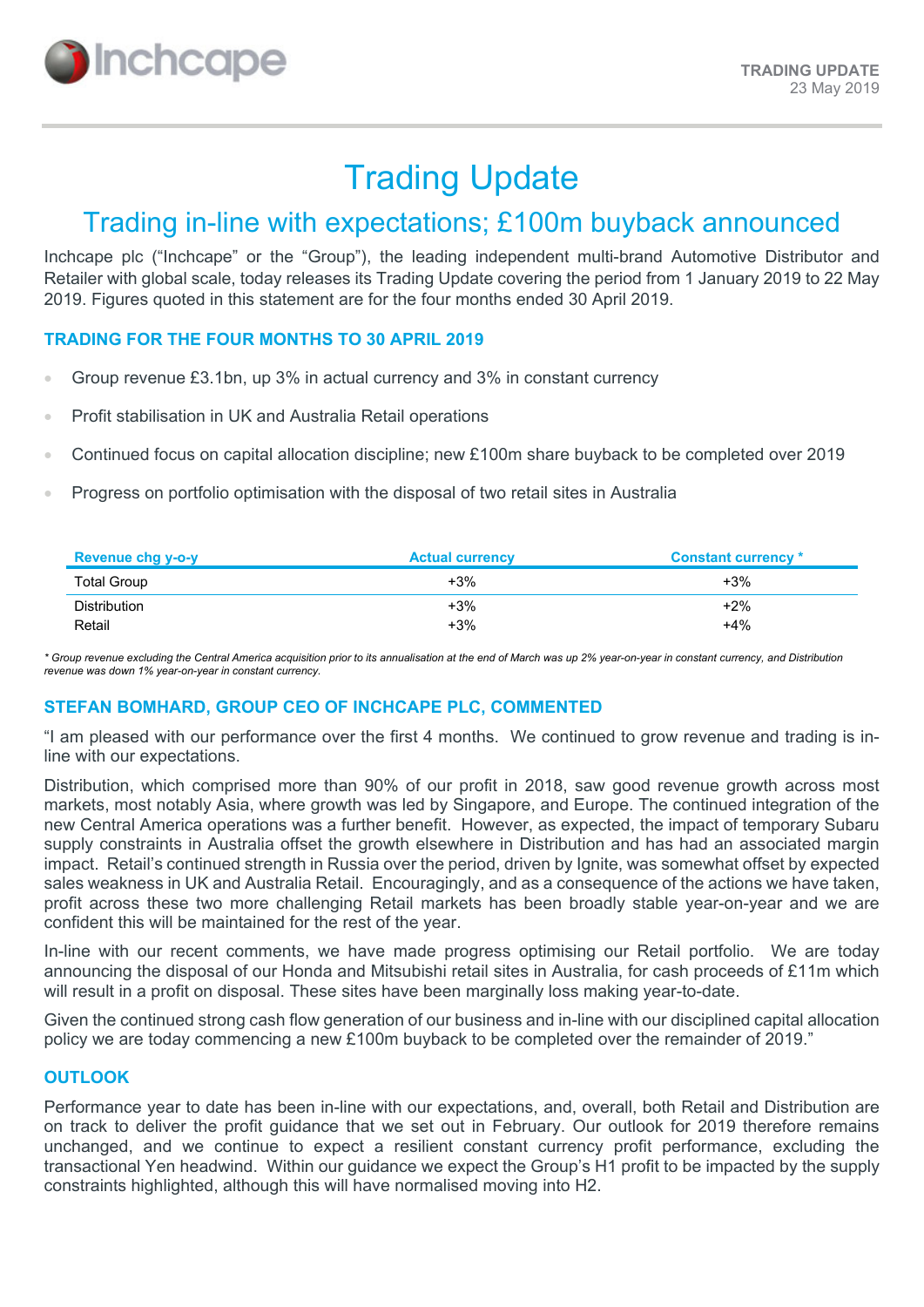TRADING UPDATE
23 May 2019

# Trading Update

## Trading in-line with expectations; £100m buyback announced

Inchcape plc ("Inchcape" or the "Group"), the leading independent multi-brand Automotive Distributor and Retailer with global scale, today releases its Trading Update covering the period from 1 January 2019 to 22 May 2019. Figures quoted in this statement are for the four months ended 30 April 2019.

### TRADING FOR THE FOUR MONTHS TO 30 APRIL 2019

- Group revenue £3.1bn, up 3% in actual currency and 3% in constant currency
- Profit stabilisation in UK and Australia Retail operations
- Continued focus on capital allocation discipline; new £100m share buyback to be completed over 2019
- Progress on portfolio optimisation with the disposal of two retail sites in Australia

| Revenue chg y-o-y | Actual currency | Constant currency * |
|---|---|---|
| Total Group | +3% | +3% |
| Distribution | +3% | +2% |
| Retail | +3% | +4% |

*\* Group revenue excluding the Central America acquisition prior to its annualisation at the end of March was up 2% year-on-year in constant currency, and Distribution revenue was down 1% year-on-year in constant currency.*

### STEFAN BOMHARD, GROUP CEO OF INCHCAPE PLC, COMMENTED

"I am pleased with our performance over the first 4 months. We continued to grow revenue and trading is in-line with our expectations.

Distribution, which comprised more than 90% of our profit in 2018, saw good revenue growth across most markets, most notably Asia, where growth was led by Singapore, and Europe. The continued integration of the new Central America operations was a further benefit. However, as expected, the impact of temporary Subaru supply constraints in Australia offset the growth elsewhere in Distribution and has had an associated margin impact. Retail's continued strength in Russia over the period, driven by Ignite, was somewhat offset by expected sales weakness in UK and Australia Retail. Encouragingly, and as a consequence of the actions we have taken, profit across these two more challenging Retail markets has been broadly stable year-on-year and we are confident this will be maintained for the rest of the year.

In-line with our recent comments, we have made progress optimising our Retail portfolio. We are today announcing the disposal of our Honda and Mitsubishi retail sites in Australia, for cash proceeds of £11m which will result in a profit on disposal. These sites have been marginally loss making year-to-date.

Given the continued strong cash flow generation of our business and in-line with our disciplined capital allocation policy we are today commencing a new £100m buyback to be completed over the remainder of 2019."

### OUTLOOK

Performance year to date has been in-line with our expectations, and, overall, both Retail and Distribution are on track to deliver the profit guidance that we set out in February. Our outlook for 2019 therefore remains unchanged, and we continue to expect a resilient constant currency profit performance, excluding the transactional Yen headwind. Within our guidance we expect the Group's H1 profit to be impacted by the supply constraints highlighted, although this will have normalised moving into H2.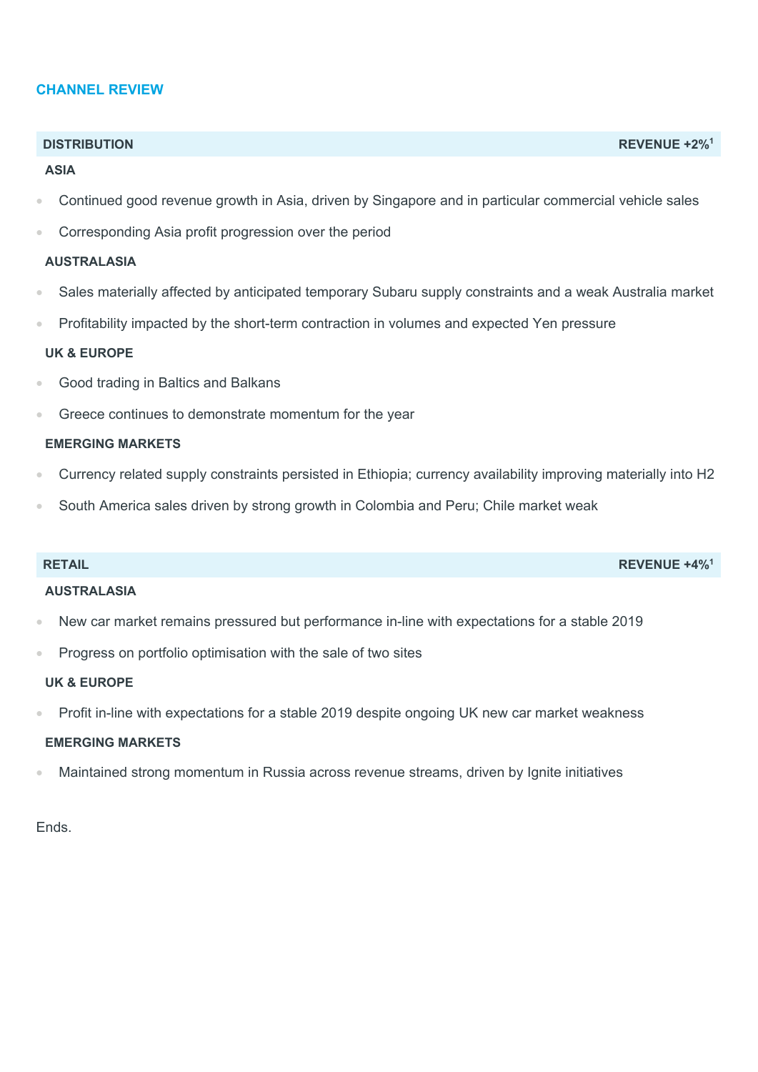## CHANNEL REVIEW

### DISTRIBUTION — REVENUE +2%[1]

**ASIA**

- Continued good revenue growth in Asia, driven by Singapore and in particular commercial vehicle sales
- Corresponding Asia profit progression over the period

**AUSTRALASIA**

- Sales materially affected by anticipated temporary Subaru supply constraints and a weak Australia market
- Profitability impacted by the short-term contraction in volumes and expected Yen pressure

**UK & EUROPE**

- Good trading in Baltics and Balkans
- Greece continues to demonstrate momentum for the year

**EMERGING MARKETS**

- Currency related supply constraints persisted in Ethiopia; currency availability improving materially into H2
- South America sales driven by strong growth in Colombia and Peru; Chile market weak

### RETAIL — REVENUE +4%[1]

**AUSTRALASIA**

- New car market remains pressured but performance in-line with expectations for a stable 2019
- Progress on portfolio optimisation with the sale of two sites

**UK & EUROPE**

- Profit in-line with expectations for a stable 2019 despite ongoing UK new car market weakness

**EMERGING MARKETS**

- Maintained strong momentum in Russia across revenue streams, driven by Ignite initiatives

Ends.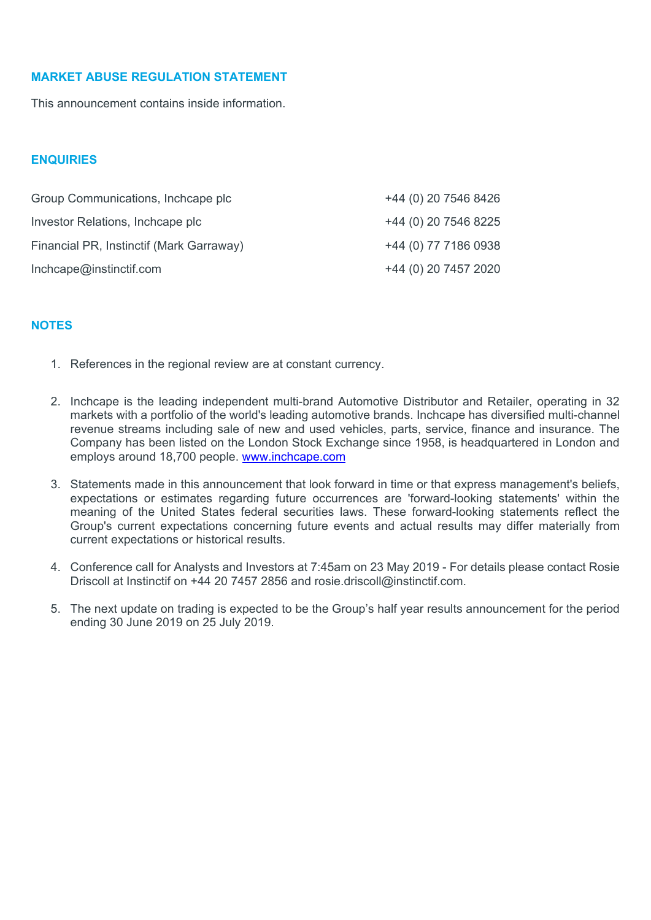## MARKET ABUSE REGULATION STATEMENT

This announcement contains inside information.

## ENQUIRIES

| | |
|---|---|
| Group Communications, Inchcape plc | +44 (0) 20 7546 8426 |
| Investor Relations, Inchcape plc | +44 (0) 20 7546 8225 |
| Financial PR, Instinctif (Mark Garraway) | +44 (0) 77 7186 0938 |
| Inchcape@instinctif.com | +44 (0) 20 7457 2020 |

## NOTES

1. References in the regional review are at constant currency.

2. Inchcape is the leading independent multi-brand Automotive Distributor and Retailer, operating in 32 markets with a portfolio of the world's leading automotive brands. Inchcape has diversified multi-channel revenue streams including sale of new and used vehicles, parts, service, finance and insurance. The Company has been listed on the London Stock Exchange since 1958, is headquartered in London and employs around 18,700 people. www.inchcape.com

3. Statements made in this announcement that look forward in time or that express management's beliefs, expectations or estimates regarding future occurrences are 'forward-looking statements' within the meaning of the United States federal securities laws. These forward-looking statements reflect the Group's current expectations concerning future events and actual results may differ materially from current expectations or historical results.

4. Conference call for Analysts and Investors at 7:45am on 23 May 2019 - For details please contact Rosie Driscoll at Instinctif on +44 20 7457 2856 and rosie.driscoll@instinctif.com.

5. The next update on trading is expected to be the Group's half year results announcement for the period ending 30 June 2019 on 25 July 2019.